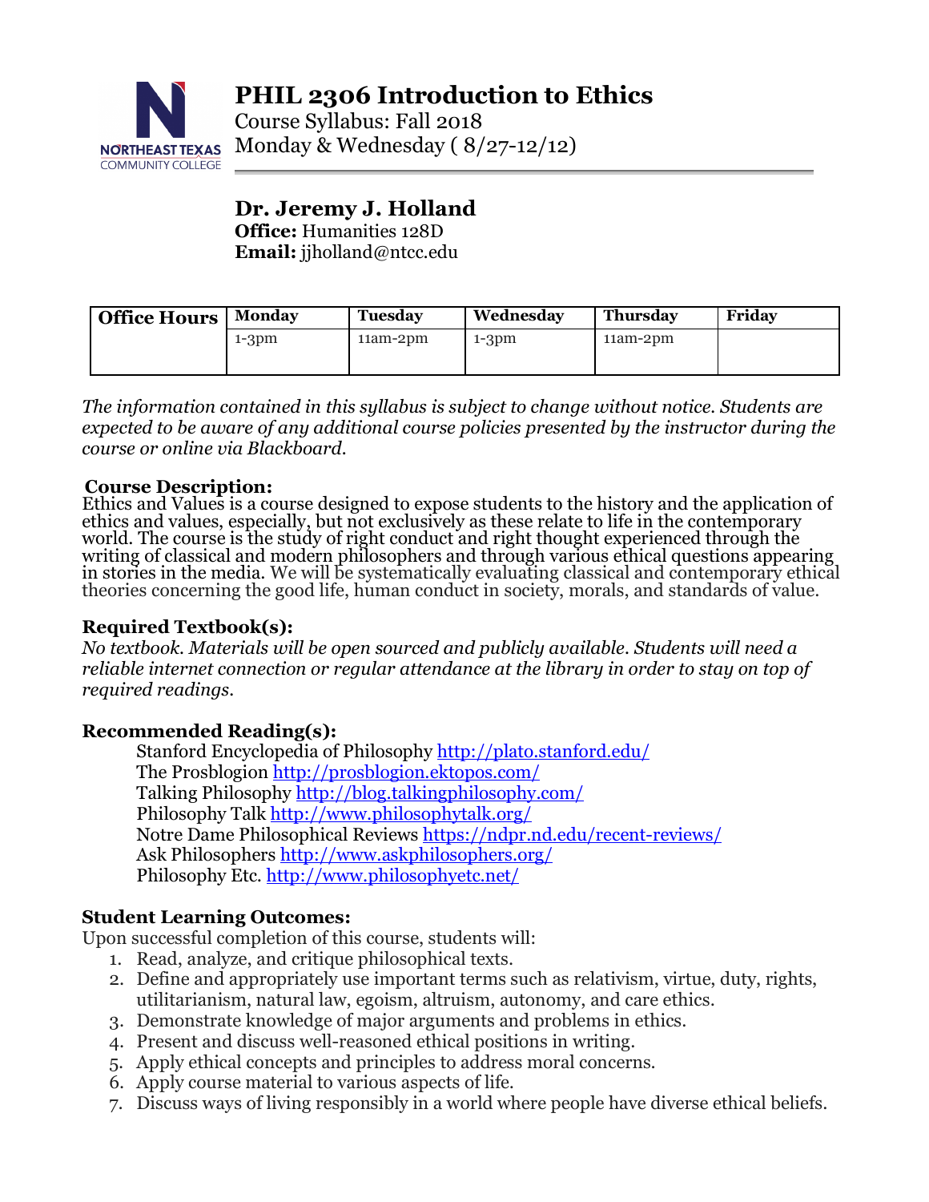# PHIL 2306 Introduction to Ethics

Course Syllabus: Fall 2018

Monday & Wednesday ( 8/27-12/12)

## Dr. Jeremy J. Holland

**Office:** Humanities 128D

**Email:** jjholland@ntcc.edu

| Office Hours | Monday | Tuesday | Wednesday | Thursday | Friday |
| --- | --- | --- | --- | --- | --- |
| | 1-3pm | 11am-2pm | 1-3pm | 11am-2pm | |

*The information contained in this syllabus is subject to change without notice. Students are expected to be aware of any additional course policies presented by the instructor during the course or online via Blackboard.*

### Course Description:

Ethics and Values is a course designed to expose students to the history and the application of ethics and values, especially, but not exclusively as these relate to life in the contemporary world. The course is the study of right conduct and right thought experienced through the writing of classical and modern philosophers and through various ethical questions appearing in stories in the media. We will be systematically evaluating classical and contemporary ethical theories concerning the good life, human conduct in society, morals, and standards of value.

### Required Textbook(s):

*No textbook. Materials will be open sourced and publicly available. Students will need a reliable internet connection or regular attendance at the library in order to stay on top of required readings.*

### Recommended Reading(s):

Stanford Encyclopedia of Philosophy http://plato.stanford.edu/
The Prosblogion http://prosblogion.ektopos.com/
Talking Philosophy http://blog.talkingphilosophy.com/
Philosophy Talk http://www.philosophytalk.org/
Notre Dame Philosophical Reviews https://ndpr.nd.edu/recent-reviews/
Ask Philosophers http://www.askphilosophers.org/
Philosophy Etc. http://www.philosophyetc.net/

### Student Learning Outcomes:

Upon successful completion of this course, students will:

1. Read, analyze, and critique philosophical texts.
2. Define and appropriately use important terms such as relativism, virtue, duty, rights, utilitarianism, natural law, egoism, altruism, autonomy, and care ethics.
3. Demonstrate knowledge of major arguments and problems in ethics.
4. Present and discuss well-reasoned ethical positions in writing.
5. Apply ethical concepts and principles to address moral concerns.
6. Apply course material to various aspects of life.
7. Discuss ways of living responsibly in a world where people have diverse ethical beliefs.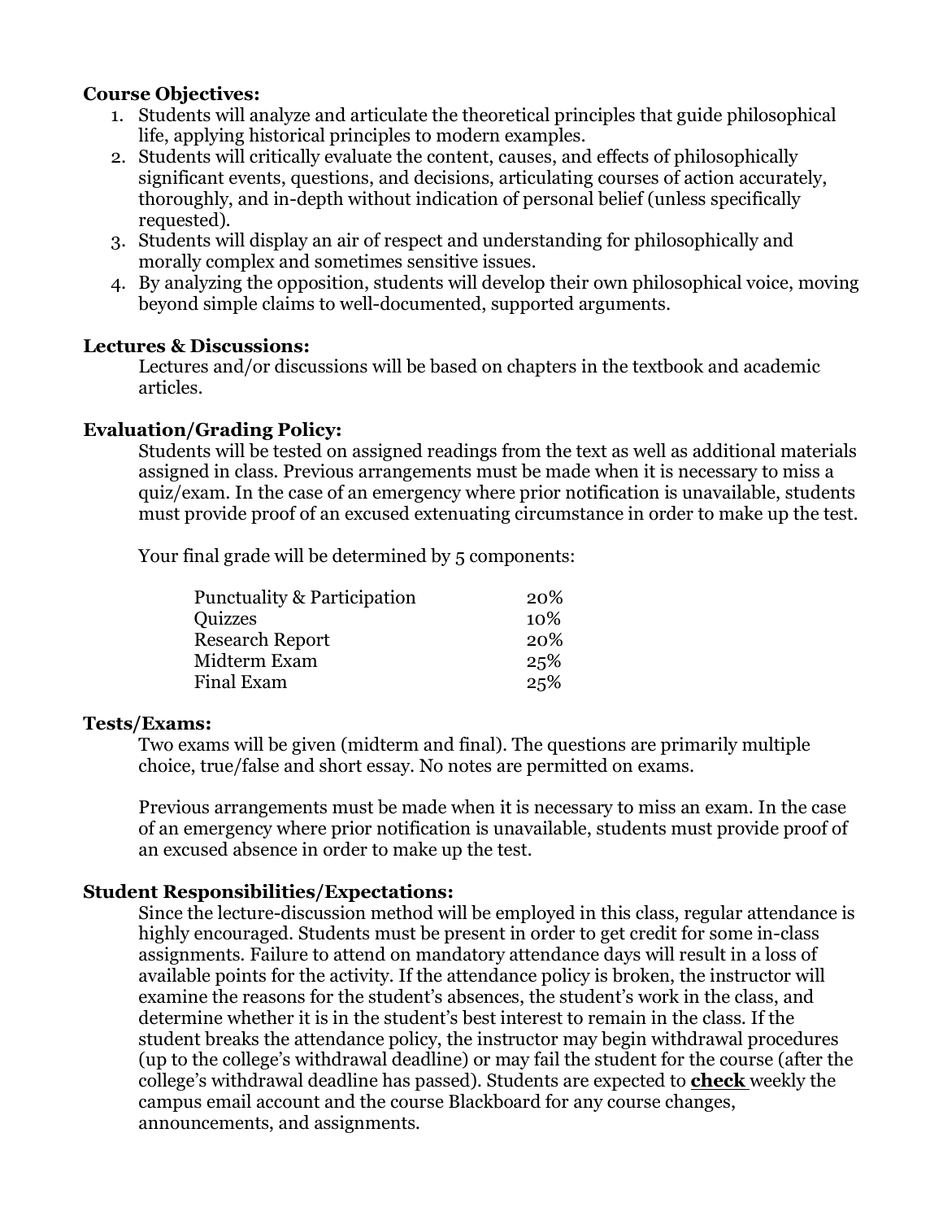**Course Objectives:**

1. Students will analyze and articulate the theoretical principles that guide philosophical life, applying historical principles to modern examples.
2. Students will critically evaluate the content, causes, and effects of philosophically significant events, questions, and decisions, articulating courses of action accurately, thoroughly, and in-depth without indication of personal belief (unless specifically requested).
3. Students will display an air of respect and understanding for philosophically and morally complex and sometimes sensitive issues.
4. By analyzing the opposition, students will develop their own philosophical voice, moving beyond simple claims to well-documented, supported arguments.

**Lectures & Discussions:**

Lectures and/or discussions will be based on chapters in the textbook and academic articles.

**Evaluation/Grading Policy:**

Students will be tested on assigned readings from the text as well as additional materials assigned in class. Previous arrangements must be made when it is necessary to miss a quiz/exam. In the case of an emergency where prior notification is unavailable, students must provide proof of an excused extenuating circumstance in order to make up the test.

Your final grade will be determined by 5 components:

| Component | Weight |
|---|---|
| Punctuality & Participation | 20% |
| Quizzes | 10% |
| Research Report | 20% |
| Midterm Exam | 25% |
| Final Exam | 25% |

**Tests/Exams:**

Two exams will be given (midterm and final). The questions are primarily multiple choice, true/false and short essay. No notes are permitted on exams.

Previous arrangements must be made when it is necessary to miss an exam. In the case of an emergency where prior notification is unavailable, students must provide proof of an excused absence in order to make up the test.

**Student Responsibilities/Expectations:**

Since the lecture-discussion method will be employed in this class, regular attendance is highly encouraged. Students must be present in order to get credit for some in-class assignments. Failure to attend on mandatory attendance days will result in a loss of available points for the activity. If the attendance policy is broken, the instructor will examine the reasons for the student's absences, the student's work in the class, and determine whether it is in the student's best interest to remain in the class. If the student breaks the attendance policy, the instructor may begin withdrawal procedures (up to the college's withdrawal deadline) or may fail the student for the course (after the college's withdrawal deadline has passed). Students are expected to **check** weekly the campus email account and the course Blackboard for any course changes, announcements, and assignments.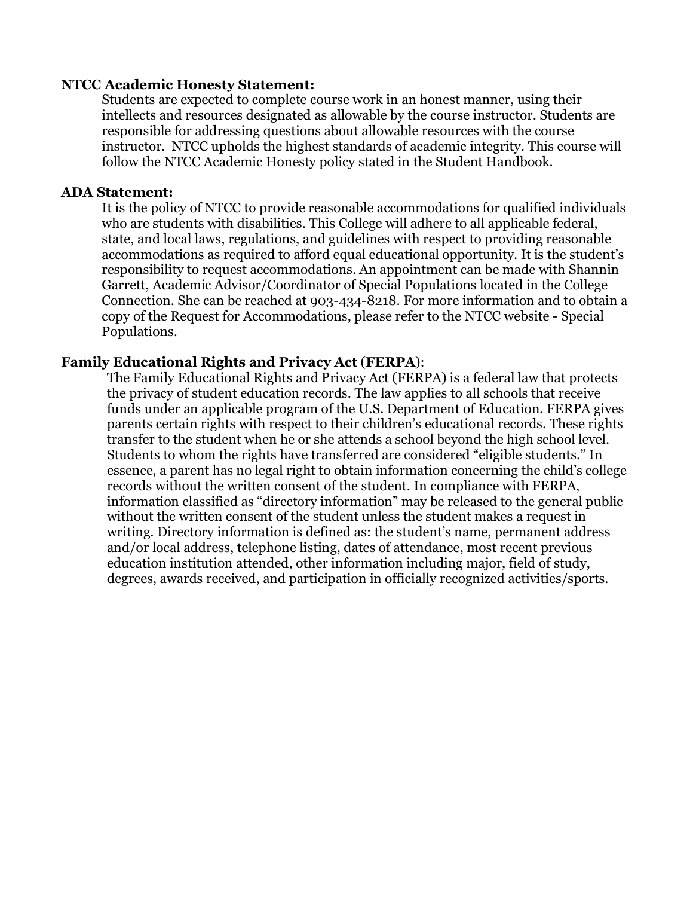**NTCC Academic Honesty Statement:**

Students are expected to complete course work in an honest manner, using their intellects and resources designated as allowable by the course instructor. Students are responsible for addressing questions about allowable resources with the course instructor. NTCC upholds the highest standards of academic integrity. This course will follow the NTCC Academic Honesty policy stated in the Student Handbook.

**ADA Statement:**

It is the policy of NTCC to provide reasonable accommodations for qualified individuals who are students with disabilities. This College will adhere to all applicable federal, state, and local laws, regulations, and guidelines with respect to providing reasonable accommodations as required to afford equal educational opportunity. It is the student's responsibility to request accommodations. An appointment can be made with Shannin Garrett, Academic Advisor/Coordinator of Special Populations located in the College Connection. She can be reached at 903-434-8218. For more information and to obtain a copy of the Request for Accommodations, please refer to the NTCC website - Special Populations.

**Family Educational Rights and Privacy Act (FERPA)**:

The Family Educational Rights and Privacy Act (FERPA) is a federal law that protects the privacy of student education records. The law applies to all schools that receive funds under an applicable program of the U.S. Department of Education. FERPA gives parents certain rights with respect to their children's educational records. These rights transfer to the student when he or she attends a school beyond the high school level. Students to whom the rights have transferred are considered "eligible students." In essence, a parent has no legal right to obtain information concerning the child's college records without the written consent of the student. In compliance with FERPA, information classified as "directory information" may be released to the general public without the written consent of the student unless the student makes a request in writing. Directory information is defined as: the student's name, permanent address and/or local address, telephone listing, dates of attendance, most recent previous education institution attended, other information including major, field of study, degrees, awards received, and participation in officially recognized activities/sports.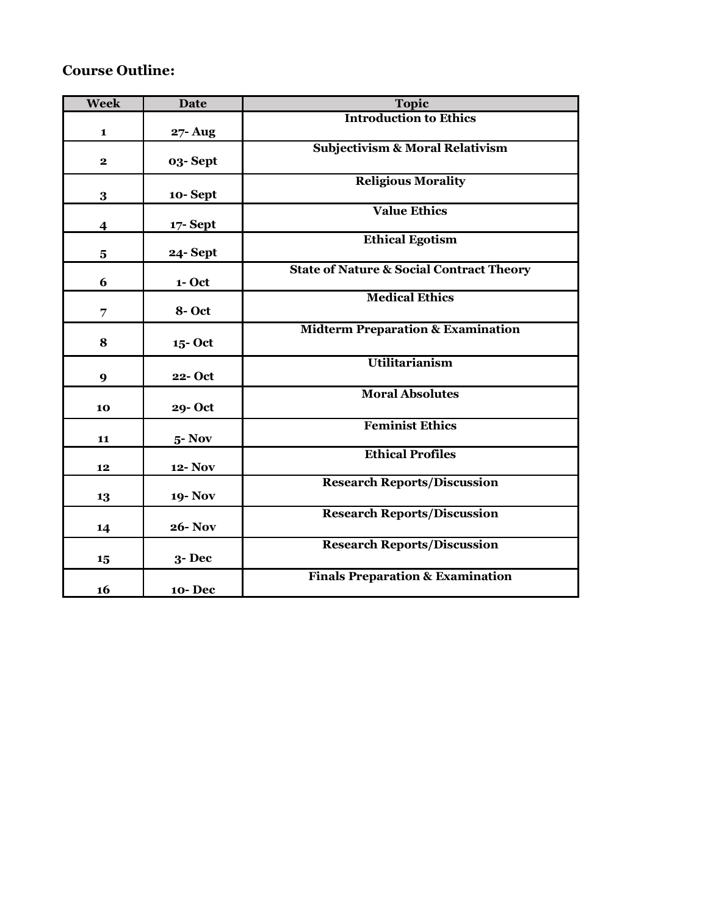**Course Outline:**

| Week | Date | Topic |
|---|---|---|
| 1 | 27- Aug | Introduction to Ethics |
| 2 | 03- Sept | Subjectivism & Moral Relativism |
| 3 | 10- Sept | Religious Morality |
| 4 | 17- Sept | Value Ethics |
| 5 | 24- Sept | Ethical Egotism |
| 6 | 1- Oct | State of Nature & Social Contract Theory |
| 7 | 8- Oct | Medical Ethics |
| 8 | 15- Oct | Midterm Preparation & Examination |
| 9 | 22- Oct | Utilitarianism |
| 10 | 29- Oct | Moral Absolutes |
| 11 | 5- Nov | Feminist Ethics |
| 12 | 12- Nov | Ethical Profiles |
| 13 | 19- Nov | Research Reports/Discussion |
| 14 | 26- Nov | Research Reports/Discussion |
| 15 | 3- Dec | Research Reports/Discussion |
| 16 | 10- Dec | Finals Preparation & Examination |